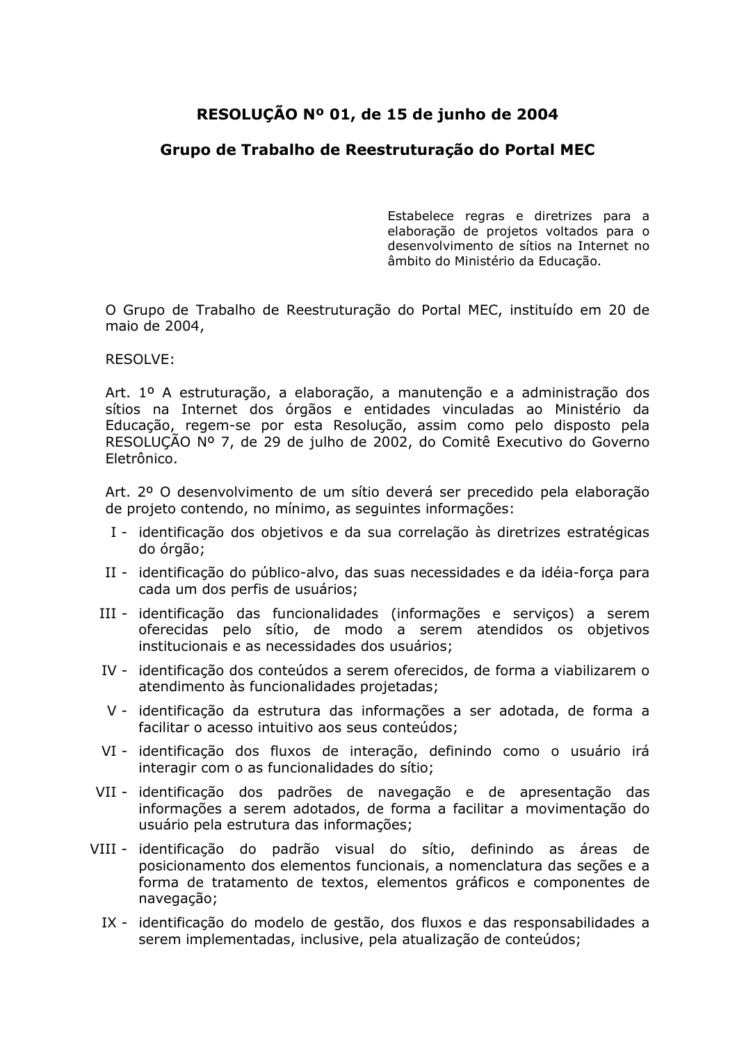# RESOLUÇÃO Nº 01, de 15 de junho de 2004

## Grupo de Trabalho de Reestruturação do Portal MEC

Estabelece regras e diretrizes para a elaboração de projetos voltados para o desenvolvimento de sítios na Internet no âmbito do Ministério da Educação.

O Grupo de Trabalho de Reestruturação do Portal MEC, instituído em 20 de maio de 2004,

RESOLVE:

Art. 1º A estruturação, a elaboração, a manutenção e a administração dos sítios na Internet dos órgãos e entidades vinculadas ao Ministério da Educação, regem-se por esta Resolução, assim como pelo disposto pela RESOLUÇÃO Nº 7, de 29 de julho de 2002, do Comitê Executivo do Governo Eletrônico.

Art. 2º O desenvolvimento de um sítio deverá ser precedido pela elaboração de projeto contendo, no mínimo, as seguintes informações:

I - identificação dos objetivos e da sua correlação às diretrizes estratégicas do órgão;

II - identificação do público-alvo, das suas necessidades e da idéia-força para cada um dos perfis de usuários;

III - identificação das funcionalidades (informações e serviços) a serem oferecidas pelo sítio, de modo a serem atendidos os objetivos institucionais e as necessidades dos usuários;

IV - identificação dos conteúdos a serem oferecidos, de forma a viabilizarem o atendimento às funcionalidades projetadas;

V - identificação da estrutura das informações a ser adotada, de forma a facilitar o acesso intuitivo aos seus conteúdos;

VI - identificação dos fluxos de interação, definindo como o usuário irá interagir com o as funcionalidades do sítio;

VII - identificação dos padrões de navegação e de apresentação das informações a serem adotados, de forma a facilitar a movimentação do usuário pela estrutura das informações;

VIII - identificação do padrão visual do sítio, definindo as áreas de posicionamento dos elementos funcionais, a nomenclatura das seções e a forma de tratamento de textos, elementos gráficos e componentes de navegação;

IX - identificação do modelo de gestão, dos fluxos e das responsabilidades a serem implementadas, inclusive, pela atualização de conteúdos;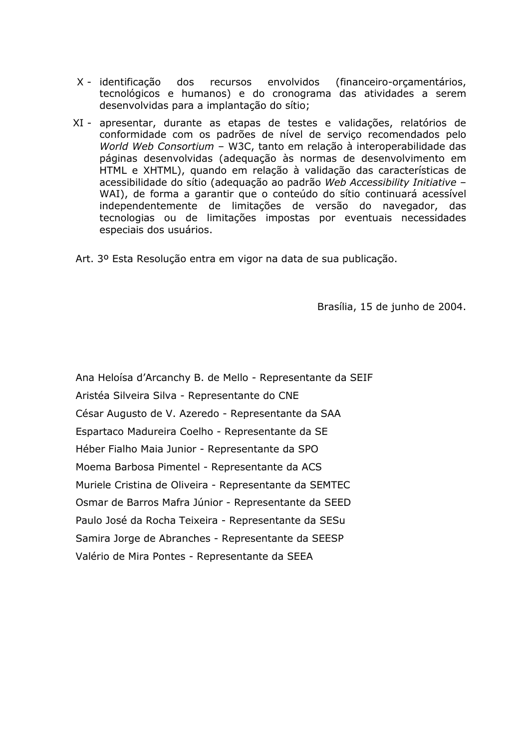X - identificação dos recursos envolvidos (financeiro-orçamentários, tecnológicos e humanos) e do cronograma das atividades a serem desenvolvidas para a implantação do sítio;

XI - apresentar, durante as etapas de testes e validações, relatórios de conformidade com os padrões de nível de serviço recomendados pelo *World Web Consortium* – W3C, tanto em relação à interoperabilidade das páginas desenvolvidas (adequação às normas de desenvolvimento em HTML e XHTML), quando em relação à validação das características de acessibilidade do sítio (adequação ao padrão *Web Accessibility Initiative* – WAI), de forma a garantir que o conteúdo do sítio continuará acessível independentemente de limitações de versão do navegador, das tecnologias ou de limitações impostas por eventuais necessidades especiais dos usuários.

Art. 3º Esta Resolução entra em vigor na data de sua publicação.

Brasília, 15 de junho de 2004.

Ana Heloísa d'Arcanchy B. de Mello - Representante da SEIF

Aristéa Silveira Silva - Representante do CNE

César Augusto de V. Azeredo - Representante da SAA

Espartaco Madureira Coelho - Representante da SE

Héber Fialho Maia Junior - Representante da SPO

Moema Barbosa Pimentel - Representante da ACS

Muriele Cristina de Oliveira - Representante da SEMTEC

Osmar de Barros Mafra Júnior - Representante da SEED

Paulo José da Rocha Teixeira - Representante da SESu

Samira Jorge de Abranches - Representante da SEESP

Valério de Mira Pontes - Representante da SEEA